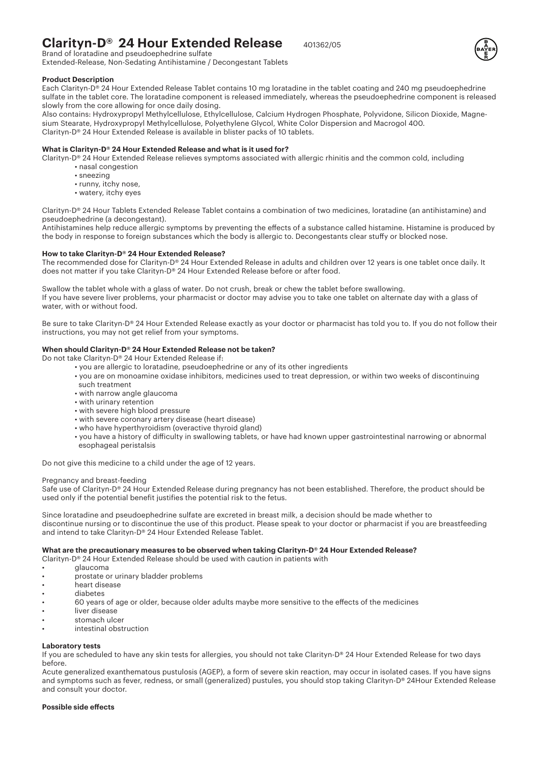# Clarityn-D® 24 Hour Extended Release

401362/05

Brand of loratadine and pseudoephedrine sulfate
Extended-Release, Non-Sedating Antihistamine / Decongestant Tablets

**Product Description**

Each Clarityn-D® 24 Hour Extended Release Tablet contains 10 mg loratadine in the tablet coating and 240 mg pseudoephedrine sulfate in the tablet core. The loratadine component is released immediately, whereas the pseudoephedrine component is released slowly from the core allowing for once daily dosing.

Also contains: Hydroxypropyl Methylcellulose, Ethylcellulose, Calcium Hydrogen Phosphate, Polyvidone, Silicon Dioxide, Magnesium Stearate, Hydroxypropyl Methylcellulose, Polyethylene Glycol, White Color Dispersion and Macrogol 400.

Clarityn-D® 24 Hour Extended Release is available in blister packs of 10 tablets.

**What is Clarityn-D® 24 Hour Extended Release and what is it used for?**

Clarityn-D® 24 Hour Extended Release relieves symptoms associated with allergic rhinitis and the common cold, including

- nasal congestion
- sneezing
- runny, itchy nose,
- watery, itchy eyes

Clarityn-D® 24 Hour Tablets Extended Release Tablet contains a combination of two medicines, loratadine (an antihistamine) and pseudoephedrine (a decongestant).

Antihistamines help reduce allergic symptoms by preventing the effects of a substance called histamine. Histamine is produced by the body in response to foreign substances which the body is allergic to. Decongestants clear stuffy or blocked nose.

**How to take Clarityn-D® 24 Hour Extended Release?**

The recommended dose for Clarityn-D® 24 Hour Extended Release in adults and children over 12 years is one tablet once daily. It does not matter if you take Clarityn-D® 24 Hour Extended Release before or after food.

Swallow the tablet whole with a glass of water. Do not crush, break or chew the tablet before swallowing.

If you have severe liver problems, your pharmacist or doctor may advise you to take one tablet on alternate day with a glass of water, with or without food.

Be sure to take Clarityn-D® 24 Hour Extended Release exactly as your doctor or pharmacist has told you to. If you do not follow their instructions, you may not get relief from your symptoms.

**When should Clarityn-D® 24 Hour Extended Release not be taken?**

Do not take Clarityn-D® 24 Hour Extended Release if:

- you are allergic to loratadine, pseudoephedrine or any of its other ingredients
- you are on monoamine oxidase inhibitors, medicines used to treat depression, or within two weeks of discontinuing such treatment
- with narrow angle glaucoma
- with urinary retention
- with severe high blood pressure
- with severe coronary artery disease (heart disease)
- who have hyperthyroidism (overactive thyroid gland)
- you have a history of difficulty in swallowing tablets, or have had known upper gastrointestinal narrowing or abnormal esophageal peristalsis

Do not give this medicine to a child under the age of 12 years.

Pregnancy and breast-feeding

Safe use of Clarityn-D® 24 Hour Extended Release during pregnancy has not been established. Therefore, the product should be used only if the potential benefit justifies the potential risk to the fetus.

Since loratadine and pseudoephedrine sulfate are excreted in breast milk, a decision should be made whether to discontinue nursing or to discontinue the use of this product. Please speak to your doctor or pharmacist if you are breastfeeding and intend to take Clarityn-D® 24 Hour Extended Release Tablet.

**What are the precautionary measures to be observed when taking Clarityn-D® 24 Hour Extended Release?**

Clarityn-D® 24 Hour Extended Release should be used with caution in patients with

- glaucoma
- prostate or urinary bladder problems
- heart disease
- diabetes
- 60 years of age or older, because older adults maybe more sensitive to the effects of the medicines
- liver disease
- stomach ulcer
- intestinal obstruction

**Laboratory tests**

If you are scheduled to have any skin tests for allergies, you should not take Clarityn-D® 24 Hour Extended Release for two days before.

Acute generalized exanthematous pustulosis (AGEP), a form of severe skin reaction, may occur in isolated cases. If you have signs and symptoms such as fever, redness, or small (generalized) pustules, you should stop taking Clarityn-D® 24Hour Extended Release and consult your doctor.

**Possible side effects**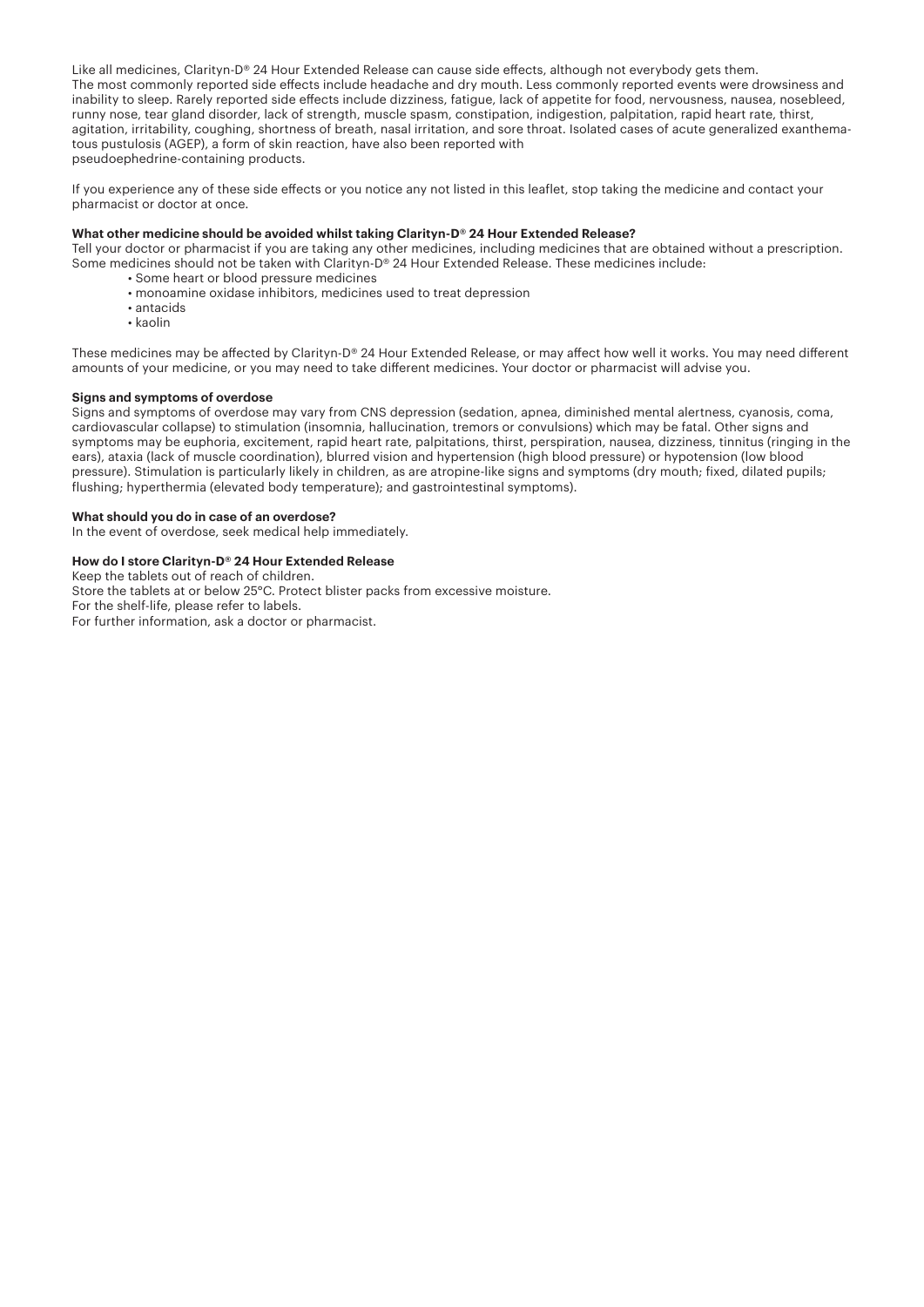Like all medicines, Clarityn-D® 24 Hour Extended Release can cause side effects, although not everybody gets them.
The most commonly reported side effects include headache and dry mouth. Less commonly reported events were drowsiness and inability to sleep. Rarely reported side effects include dizziness, fatigue, lack of appetite for food, nervousness, nausea, nosebleed, runny nose, tear gland disorder, lack of strength, muscle spasm, constipation, indigestion, palpitation, rapid heart rate, thirst, agitation, irritability, coughing, shortness of breath, nasal irritation, and sore throat. Isolated cases of acute generalized exanthematous pustulosis (AGEP), a form of skin reaction, have also been reported with pseudoephedrine-containing products.

If you experience any of these side effects or you notice any not listed in this leaflet, stop taking the medicine and contact your pharmacist or doctor at once.

**What other medicine should be avoided whilst taking Clarityn-D® 24 Hour Extended Release?**

Tell your doctor or pharmacist if you are taking any other medicines, including medicines that are obtained without a prescription. Some medicines should not be taken with Clarityn-D® 24 Hour Extended Release. These medicines include:

- Some heart or blood pressure medicines
- monoamine oxidase inhibitors, medicines used to treat depression
- antacids
- kaolin

These medicines may be affected by Clarityn-D® 24 Hour Extended Release, or may affect how well it works. You may need different amounts of your medicine, or you may need to take different medicines. Your doctor or pharmacist will advise you.

**Signs and symptoms of overdose**

Signs and symptoms of overdose may vary from CNS depression (sedation, apnea, diminished mental alertness, cyanosis, coma, cardiovascular collapse) to stimulation (insomnia, hallucination, tremors or convulsions) which may be fatal. Other signs and symptoms may be euphoria, excitement, rapid heart rate, palpitations, thirst, perspiration, nausea, dizziness, tinnitus (ringing in the ears), ataxia (lack of muscle coordination), blurred vision and hypertension (high blood pressure) or hypotension (low blood pressure). Stimulation is particularly likely in children, as are atropine-like signs and symptoms (dry mouth; fixed, dilated pupils; flushing; hyperthermia (elevated body temperature); and gastrointestinal symptoms).

**What should you do in case of an overdose?**

In the event of overdose, seek medical help immediately.

**How do I store Clarityn-D® 24 Hour Extended Release**

Keep the tablets out of reach of children.
Store the tablets at or below 25°C. Protect blister packs from excessive moisture.
For the shelf-life, please refer to labels.
For further information, ask a doctor or pharmacist.